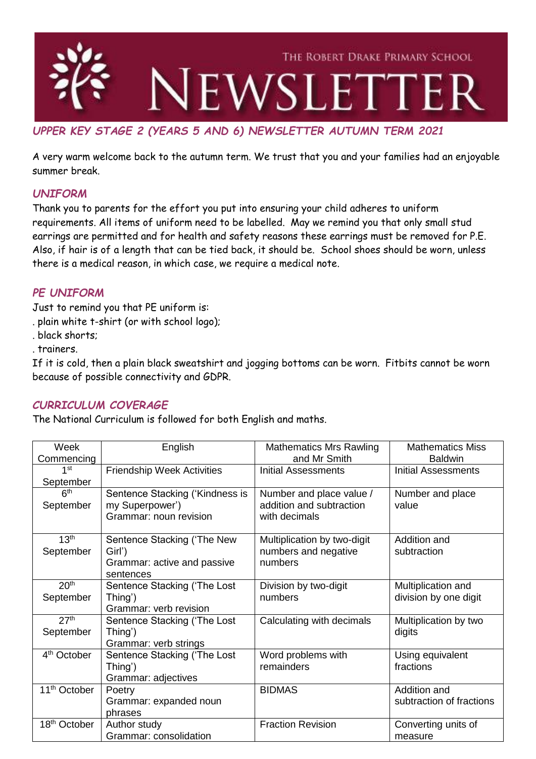# THE ROBERT DRAKE PRIMARY SCHOOL NEWSLETTER

## *UPPER KEY STAGE 2 (YEARS 5 AND 6) NEWSLETTER AUTUMN TERM 2021*

A very warm welcome back to the autumn term. We trust that you and your families had an enjoyable summer break.

### *UNIFORM*

Thank you to parents for the effort you put into ensuring your child adheres to uniform requirements. All items of uniform need to be labelled. May we remind you that only small stud earrings are permitted and for health and safety reasons these earrings must be removed for P.E. Also, if hair is of a length that can be tied back, it should be. School shoes should be worn, unless there is a medical reason, in which case, we require a medical note.

### *PE UNIFORM*

Just to remind you that PE uniform is:

. plain white t-shirt (or with school logo);
. black shorts;
. trainers.

If it is cold, then a plain black sweatshirt and jogging bottoms can be worn. Fitbits cannot be worn because of possible connectivity and GDPR.

### *CURRICULUM COVERAGE*

The National Curriculum is followed for both English and maths.

| Week Commencing | English | Mathematics Mrs Rawling and Mr Smith | Mathematics Miss Baldwin |
|---|---|---|---|
| 1st September | Friendship Week Activities | Initial Assessments | Initial Assessments |
| 6th September | Sentence Stacking ('Kindness is my Superpower')<br>Grammar: noun revision | Number and place value / addition and subtraction with decimals | Number and place value |
| 13th September | Sentence Stacking ('The New Girl')<br>Grammar: active and passive sentences | Multiplication by two-digit numbers and negative numbers | Addition and subtraction |
| 20th September | Sentence Stacking ('The Lost Thing')<br>Grammar: verb revision | Division by two-digit numbers | Multiplication and division by one digit |
| 27th September | Sentence Stacking ('The Lost Thing')<br>Grammar: verb strings | Calculating with decimals | Multiplication by two digits |
| 4th October | Sentence Stacking ('The Lost Thing')<br>Grammar: adjectives | Word problems with remainders | Using equivalent fractions |
| 11th October | Poetry<br>Grammar: expanded noun phrases | BIDMAS | Addition and subtraction of fractions |
| 18th October | Author study<br>Grammar: consolidation | Fraction Revision | Converting units of measure |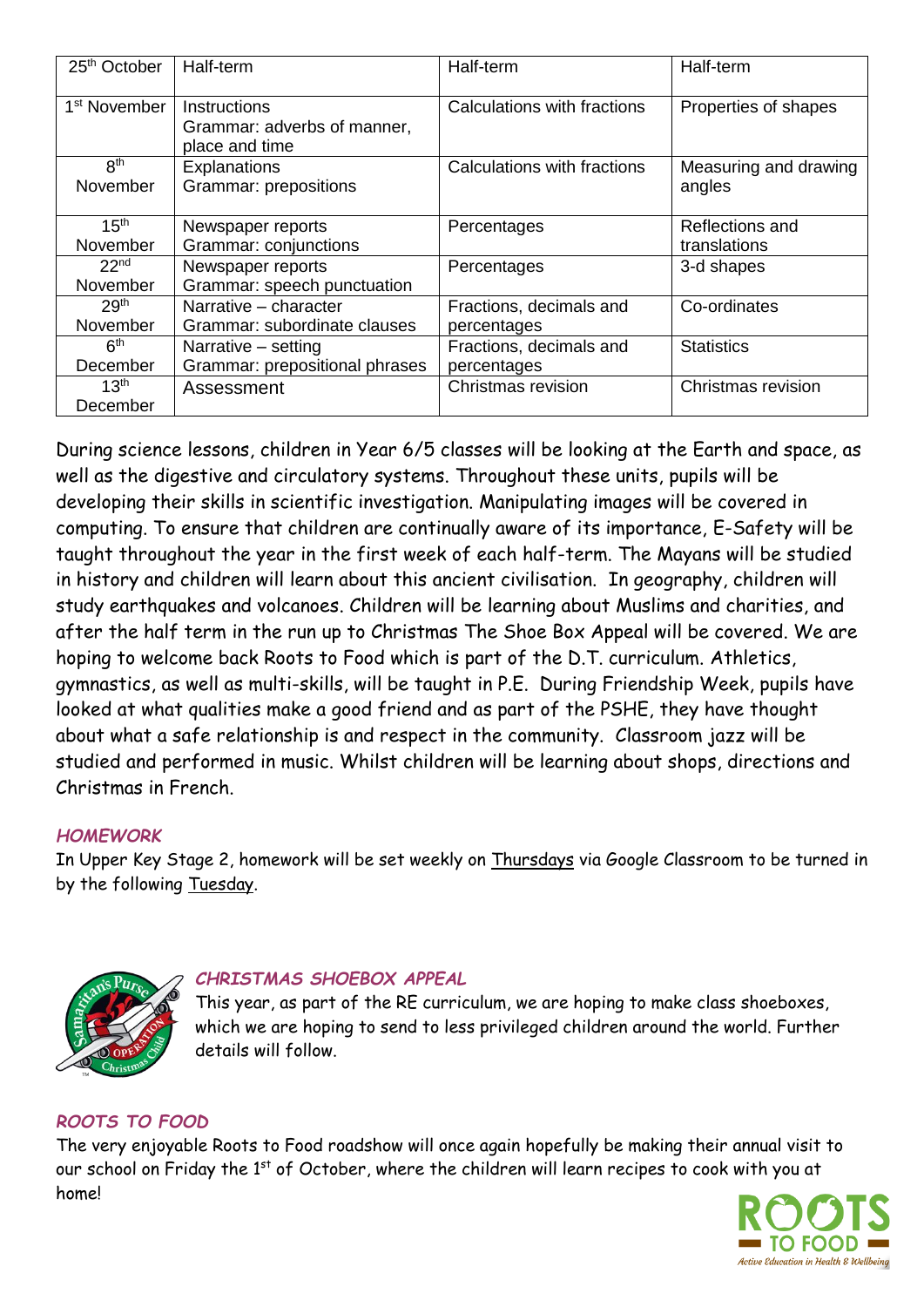| | | | |
|---|---|---|---|
| 25th October | Half-term | Half-term | Half-term |
| 1st November | Instructions<br>Grammar: adverbs of manner, place and time | Calculations with fractions | Properties of shapes |
| 8th November | Explanations<br>Grammar: prepositions | Calculations with fractions | Measuring and drawing angles |
| 15th November | Newspaper reports<br>Grammar: conjunctions | Percentages | Reflections and translations |
| 22nd November | Newspaper reports<br>Grammar: speech punctuation | Percentages | 3-d shapes |
| 29th November | Narrative – character<br>Grammar: subordinate clauses | Fractions, decimals and percentages | Co-ordinates |
| 6th December | Narrative – setting<br>Grammar: prepositional phrases | Fractions, decimals and percentages | Statistics |
| 13th December | Assessment | Christmas revision | Christmas revision |

During science lessons, children in Year 6/5 classes will be looking at the Earth and space, as well as the digestive and circulatory systems. Throughout these units, pupils will be developing their skills in scientific investigation. Manipulating images will be covered in computing. To ensure that children are continually aware of its importance, E-Safety will be taught throughout the year in the first week of each half-term. The Mayans will be studied in history and children will learn about this ancient civilisation. In geography, children will study earthquakes and volcanoes. Children will be learning about Muslims and charities, and after the half term in the run up to Christmas The Shoe Box Appeal will be covered. We are hoping to welcome back Roots to Food which is part of the D.T. curriculum. Athletics, gymnastics, as well as multi-skills, will be taught in P.E. During Friendship Week, pupils have looked at what qualities make a good friend and as part of the PSHE, they have thought about what a safe relationship is and respect in the community. Classroom jazz will be studied and performed in music. Whilst children will be learning about shops, directions and Christmas in French.

### *HOMEWORK*

In Upper Key Stage 2, homework will be set weekly on Thursdays via Google Classroom to be turned in by the following Tuesday.

### *CHRISTMAS SHOEBOX APPEAL*

This year, as part of the RE curriculum, we are hoping to make class shoeboxes, which we are hoping to send to less privileged children around the world. Further details will follow.

### *ROOTS TO FOOD*

The very enjoyable Roots to Food roadshow will once again hopefully be making their annual visit to our school on Friday the 1st of October, where the children will learn recipes to cook with you at home!